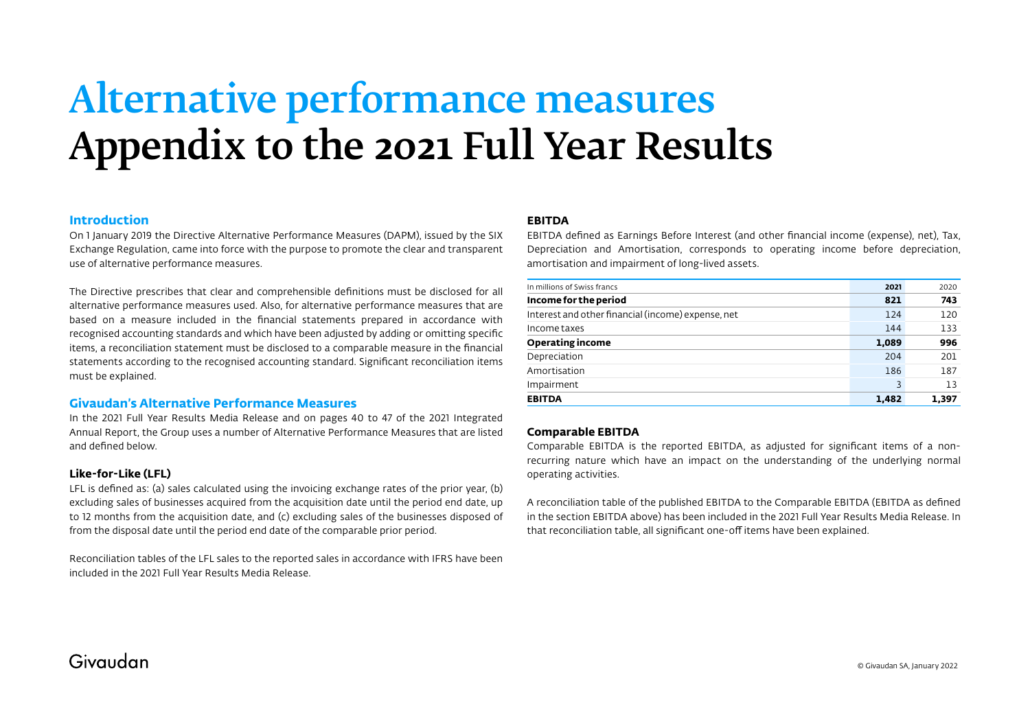# Alternative performance measures
# Appendix to the 2021 Full Year Results

## Introduction

On 1 January 2019 the Directive Alternative Performance Measures (DAPM), issued by the SIX Exchange Regulation, came into force with the purpose to promote the clear and transparent use of alternative performance measures.

The Directive prescribes that clear and comprehensible definitions must be disclosed for all alternative performance measures used. Also, for alternative performance measures that are based on a measure included in the financial statements prepared in accordance with recognised accounting standards and which have been adjusted by adding or omitting specific items, a reconciliation statement must be disclosed to a comparable measure in the financial statements according to the recognised accounting standard. Significant reconciliation items must be explained.

## Givaudan's Alternative Performance Measures

In the 2021 Full Year Results Media Release and on pages 40 to 47 of the 2021 Integrated Annual Report, the Group uses a number of Alternative Performance Measures that are listed and defined below.

### Like-for-Like (LFL)

LFL is defined as: (a) sales calculated using the invoicing exchange rates of the prior year, (b) excluding sales of businesses acquired from the acquisition date until the period end date, up to 12 months from the acquisition date, and (c) excluding sales of the businesses disposed of from the disposal date until the period end date of the comparable prior period.

Reconciliation tables of the LFL sales to the reported sales in accordance with IFRS have been included in the 2021 Full Year Results Media Release.

### EBITDA

EBITDA defined as Earnings Before Interest (and other financial income (expense), net), Tax, Depreciation and Amortisation, corresponds to operating income before depreciation, amortisation and impairment of long-lived assets.

| In millions of Swiss francs | 2021 | 2020 |
|---|---|---|
| **Income for the period** | **821** | **743** |
| Interest and other financial (income) expense, net | 124 | 120 |
| Income taxes | 144 | 133 |
| **Operating income** | **1,089** | **996** |
| Depreciation | 204 | 201 |
| Amortisation | 186 | 187 |
| Impairment | 3 | 13 |
| **EBITDA** | **1,482** | **1,397** |

### Comparable EBITDA

Comparable EBITDA is the reported EBITDA, as adjusted for significant items of a non-recurring nature which have an impact on the understanding of the underlying normal operating activities.

A reconciliation table of the published EBITDA to the Comparable EBITDA (EBITDA as defined in the section EBITDA above) has been included in the 2021 Full Year Results Media Release. In that reconciliation table, all significant one-off items have been explained.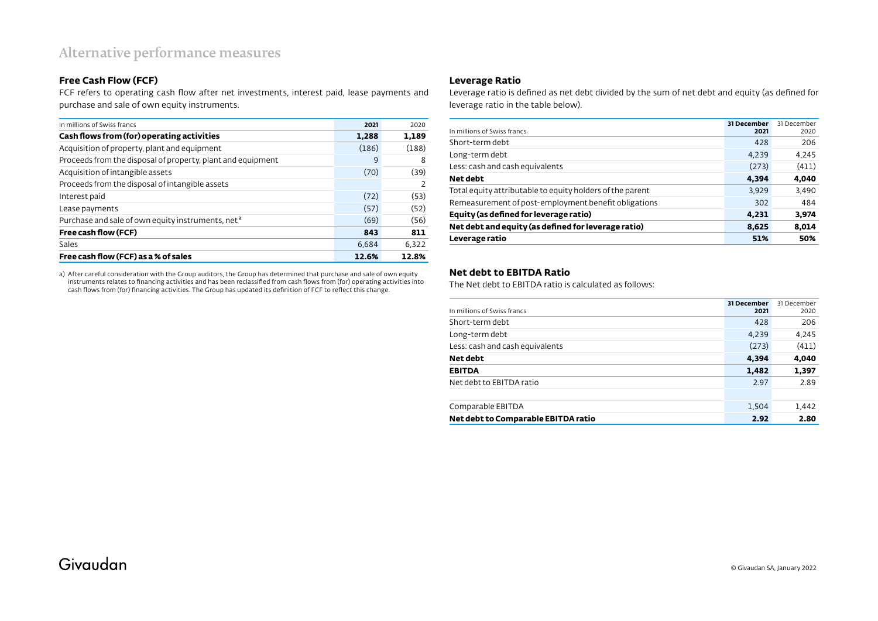# Alternative performance measures

## Free Cash Flow (FCF)

FCF refers to operating cash flow after net investments, interest paid, lease payments and purchase and sale of own equity instruments.

| In millions of Swiss francs | 2021 | 2020 |
|---|---|---|
| **Cash flows from (for) operating activities** | **1,288** | **1,189** |
| Acquisition of property, plant and equipment | (186) | (188) |
| Proceeds from the disposal of property, plant and equipment | 9 | 8 |
| Acquisition of intangible assets | (70) | (39) |
| Proceeds from the disposal of intangible assets | | 2 |
| Interest paid | (72) | (53) |
| Lease payments | (57) | (52) |
| Purchase and sale of own equity instruments, net[a] | (69) | (56) |
| **Free cash flow (FCF)** | **843** | **811** |
| Sales | 6,684 | 6,322 |
| **Free cash flow (FCF) as a % of sales** | **12.6%** | **12.8%** |

a) After careful consideration with the Group auditors, the Group has determined that purchase and sale of own equity instruments relates to financing activities and has been reclassified from cash flows from (for) operating activities into cash flows from (for) financing activities. The Group has updated its definition of FCF to reflect this change.

## Leverage Ratio

Leverage ratio is defined as net debt divided by the sum of net debt and equity (as defined for leverage ratio in the table below).

| In millions of Swiss francs | 31 December 2021 | 31 December 2020 |
|---|---|---|
| Short-term debt | 428 | 206 |
| Long-term debt | 4,239 | 4,245 |
| Less: cash and cash equivalents | (273) | (411) |
| **Net debt** | **4,394** | **4,040** |
| Total equity attributable to equity holders of the parent | 3,929 | 3,490 |
| Remeasurement of post-employment benefit obligations | 302 | 484 |
| **Equity (as defined for leverage ratio)** | **4,231** | **3,974** |
| **Net debt and equity (as defined for leverage ratio)** | **8,625** | **8,014** |
| **Leverage ratio** | **51%** | **50%** |

## Net debt to EBITDA Ratio

The Net debt to EBITDA ratio is calculated as follows:

| In millions of Swiss francs | 31 December 2021 | 31 December 2020 |
|---|---|---|
| Short-term debt | 428 | 206 |
| Long-term debt | 4,239 | 4,245 |
| Less: cash and cash equivalents | (273) | (411) |
| **Net debt** | **4,394** | **4,040** |
| **EBITDA** | **1,482** | **1,397** |
| Net debt to EBITDA ratio | 2.97 | 2.89 |
| | | |
| Comparable EBITDA | 1,504 | 1,442 |
| **Net debt to Comparable EBITDA ratio** | **2.92** | **2.80** |

Givaudan

© Givaudan SA, January 2022